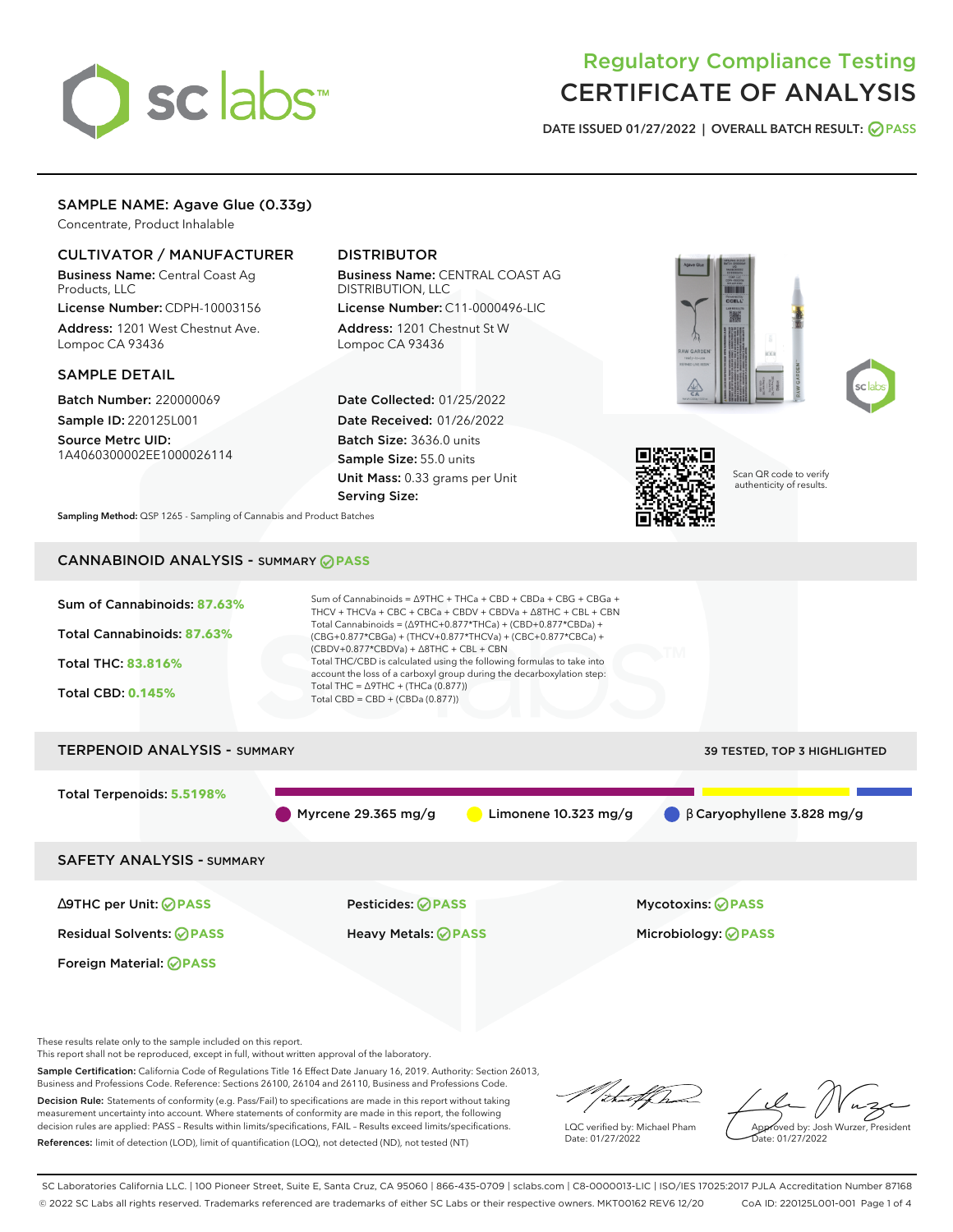# Regulatory Compliance Testing
# CERTIFICATE OF ANALYSIS

DATE ISSUED 01/27/2022 | OVERALL BATCH RESULT: PASS

## SAMPLE NAME: Agave Glue (0.33g)

Concentrate, Product Inhalable

### CULTIVATOR / MANUFACTURER

**Business Name:** Central Coast Ag Products, LLC

**License Number:** CDPH-10003156

**Address:** 1201 West Chestnut Ave. Lompoc CA 93436

### DISTRIBUTOR

**Business Name:** CENTRAL COAST AG DISTRIBUTION, LLC

**License Number:** C11-0000496-LIC

**Address:** 1201 Chestnut St W Lompoc CA 93436

### SAMPLE DETAIL

**Batch Number:** 220000069

**Sample ID:** 220125L001

**Source Metrc UID:** 1A4060300002EE1000026114

**Date Collected:** 01/25/2022

**Date Received:** 01/26/2022

**Batch Size:** 3636.0 units

**Sample Size:** 55.0 units

**Unit Mass:** 0.33 grams per Unit

**Serving Size:**

Scan QR code to verify authenticity of results.

**Sampling Method:** QSP 1265 - Sampling of Cannabis and Product Batches

## CANNABINOID ANALYSIS - SUMMARY PASS

Sum of Cannabinoids: **87.63%**

Total Cannabinoids: **87.63%**

Total THC: **83.816%**

Total CBD: **0.145%**

Sum of Cannabinoids = Δ9THC + THCa + CBD + CBDa + CBG + CBGa + THCV + THCVa + CBC + CBCa + CBDV + CBDVa + Δ8THC + CBL + CBN

Total Cannabinoids = (Δ9THC+0.877*THCa) + (CBD+0.877*CBDa) + (CBG+0.877*CBGa) + (THCV+0.877*THCVa) + (CBC+0.877*CBCa) + (CBDV+0.877*CBDVa) + Δ8THC + CBL + CBN

Total THC/CBD is calculated using the following formulas to take into account the loss of a carboxyl group during the decarboxylation step:

Total THC = Δ9THC + (THCa (0.877))

Total CBD = CBD + (CBDa (0.877))

## TERPENOID ANALYSIS - SUMMARY

39 TESTED, TOP 3 HIGHLIGHTED

Total Terpenoids: **5.5198%**

Myrcene 29.365 mg/g | Limonene 10.323 mg/g | β Caryophyllene 3.828 mg/g

## SAFETY ANALYSIS - SUMMARY

| | | |
|---|---|---|
| Δ9THC per Unit: PASS | Pesticides: PASS | Mycotoxins: PASS |
| Residual Solvents: PASS | Heavy Metals: PASS | Microbiology: PASS |
| Foreign Material: PASS | | |

These results relate only to the sample included on this report.
This report shall not be reproduced, except in full, without written approval of the laboratory.

**Sample Certification:** California Code of Regulations Title 16 Effect Date January 16, 2019. Authority: Section 26013, Business and Professions Code. Reference: Sections 26100, 26104 and 26110, Business and Professions Code.

**Decision Rule:** Statements of conformity (e.g. Pass/Fail) to specifications are made in this report without taking measurement uncertainty into account. Where statements of conformity are made in this report, the following decision rules are applied: PASS – Results within limits/specifications, FAIL – Results exceed limits/specifications.

**References:** limit of detection (LOD), limit of quantification (LOQ), not detected (ND), not tested (NT)

LQC verified by: Michael Pham
Date: 01/27/2022

Approved by: Josh Wurzer, President
Date: 01/27/2022

SC Laboratories California LLC. | 100 Pioneer Street, Suite E, Santa Cruz, CA 95060 | 866-435-0709 | sclabs.com | C8-0000013-LIC | ISO/IES 17025:2017 PJLA Accreditation Number 87168
© 2022 SC Labs all rights reserved. Trademarks referenced are trademarks of either SC Labs or their respective owners. MKT00162 REV6 12/20 CoA ID: 220125L001-001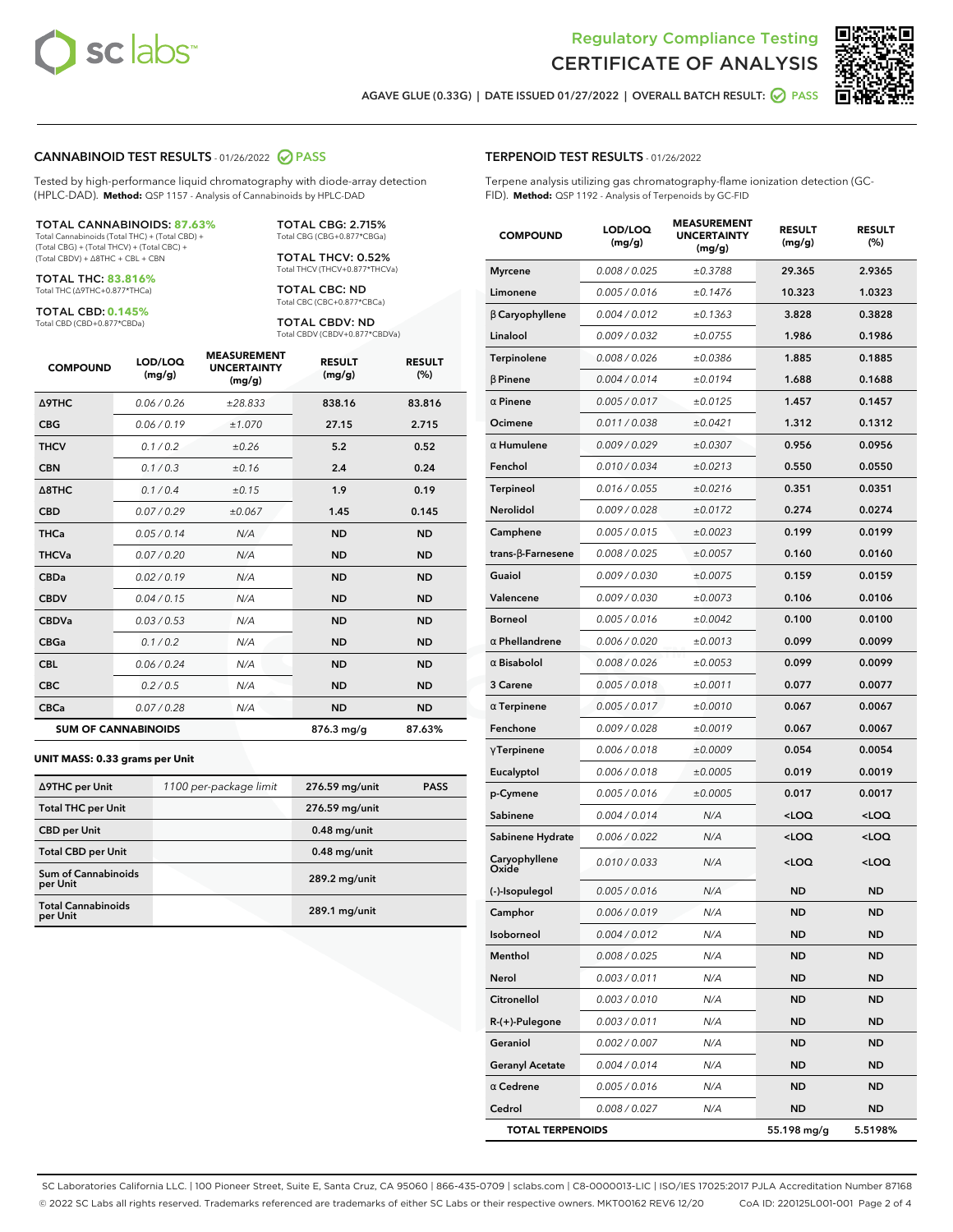Regulatory Compliance Testing
CERTIFICATE OF ANALYSIS

AGAVE GLUE (0.33G) | DATE ISSUED 01/27/2022 | OVERALL BATCH RESULT: PASS

## CANNABINOID TEST RESULTS - 01/26/2022 PASS

Tested by high-performance liquid chromatography with diode-array detection (HPLC-DAD). **Method:** QSP 1157 - Analysis of Cannabinoids by HPLC-DAD

**TOTAL CANNABINOIDS: 87.63%**
Total Cannabinoids (Total THC) + (Total CBD) + (Total CBG) + (Total THCV) + (Total CBC) + (Total CBDV) + Δ8THC + CBL + CBN

**TOTAL THC: 83.816%**
Total THC (Δ9THC+0.877*THCa)

**TOTAL CBD: 0.145%**
Total CBD (CBD+0.877*CBDa)

**TOTAL CBG: 2.715%**
Total CBG (CBG+0.877*CBGa)

**TOTAL THCV: 0.52%**
Total THCV (THCV+0.877*THCVa)

**TOTAL CBC: ND**
Total CBC (CBC+0.877*CBCa)

**TOTAL CBDV: ND**
Total CBDV (CBDV+0.877*CBDVa)

| COMPOUND | LOD/LOQ (mg/g) | MEASUREMENT UNCERTAINTY (mg/g) | RESULT (mg/g) | RESULT (%) |
|---|---|---|---|---|
| Δ9THC | 0.06 / 0.26 | ±28.833 | 838.16 | 83.816 |
| CBG | 0.06 / 0.19 | ±1.070 | 27.15 | 2.715 |
| THCV | 0.1 / 0.2 | ±0.26 | 5.2 | 0.52 |
| CBN | 0.1 / 0.3 | ±0.16 | 2.4 | 0.24 |
| Δ8THC | 0.1 / 0.4 | ±0.15 | 1.9 | 0.19 |
| CBD | 0.07 / 0.29 | ±0.067 | 1.45 | 0.145 |
| THCa | 0.05 / 0.14 | N/A | ND | ND |
| THCVa | 0.07 / 0.20 | N/A | ND | ND |
| CBDa | 0.02 / 0.19 | N/A | ND | ND |
| CBDV | 0.04 / 0.15 | N/A | ND | ND |
| CBDVa | 0.03 / 0.53 | N/A | ND | ND |
| CBGa | 0.1 / 0.2 | N/A | ND | ND |
| CBL | 0.06 / 0.24 | N/A | ND | ND |
| CBC | 0.2 / 0.5 | N/A | ND | ND |
| CBCa | 0.07 / 0.28 | N/A | ND | ND |
| **SUM OF CANNABINOIDS** | | | 876.3 mg/g | 87.63% |

**UNIT MASS: 0.33 grams per Unit**

| Δ9THC per Unit | 1100 per-package limit | 276.59 mg/unit | PASS |
|---|---|---|---|
| Total THC per Unit | | 276.59 mg/unit | |
| CBD per Unit | | 0.48 mg/unit | |
| Total CBD per Unit | | 0.48 mg/unit | |
| Sum of Cannabinoids per Unit | | 289.2 mg/unit | |
| Total Cannabinoids per Unit | | 289.1 mg/unit | |

## TERPENOID TEST RESULTS - 01/26/2022

Terpene analysis utilizing gas chromatography-flame ionization detection (GC-FID). **Method:** QSP 1192 - Analysis of Terpenoids by GC-FID

| COMPOUND | LOD/LOQ (mg/g) | MEASUREMENT UNCERTAINTY (mg/g) | RESULT (mg/g) | RESULT (%) |
|---|---|---|---|---|
| Myrcene | 0.008 / 0.025 | ±0.3788 | 29.365 | 2.9365 |
| Limonene | 0.005 / 0.016 | ±0.1476 | 10.323 | 1.0323 |
| β Caryophyllene | 0.004 / 0.012 | ±0.1363 | 3.828 | 0.3828 |
| Linalool | 0.009 / 0.032 | ±0.0755 | 1.986 | 0.1986 |
| Terpinolene | 0.008 / 0.026 | ±0.0386 | 1.885 | 0.1885 |
| β Pinene | 0.004 / 0.014 | ±0.0194 | 1.688 | 0.1688 |
| α Pinene | 0.005 / 0.017 | ±0.0125 | 1.457 | 0.1457 |
| Ocimene | 0.011 / 0.038 | ±0.0421 | 1.312 | 0.1312 |
| α Humulene | 0.009 / 0.029 | ±0.0307 | 0.956 | 0.0956 |
| Fenchol | 0.010 / 0.034 | ±0.0213 | 0.550 | 0.0550 |
| Terpineol | 0.016 / 0.055 | ±0.0216 | 0.351 | 0.0351 |
| Nerolidol | 0.009 / 0.028 | ±0.0172 | 0.274 | 0.0274 |
| Camphene | 0.005 / 0.015 | ±0.0023 | 0.199 | 0.0199 |
| trans-β-Farnesene | 0.008 / 0.025 | ±0.0057 | 0.160 | 0.0160 |
| Guaiol | 0.009 / 0.030 | ±0.0075 | 0.159 | 0.0159 |
| Valencene | 0.009 / 0.030 | ±0.0073 | 0.106 | 0.0106 |
| Borneol | 0.005 / 0.016 | ±0.0042 | 0.100 | 0.0100 |
| α Phellandrene | 0.006 / 0.020 | ±0.0013 | 0.099 | 0.0099 |
| α Bisabolol | 0.008 / 0.026 | ±0.0053 | 0.099 | 0.0099 |
| 3 Carene | 0.005 / 0.018 | ±0.0011 | 0.077 | 0.0077 |
| α Terpinene | 0.005 / 0.017 | ±0.0010 | 0.067 | 0.0067 |
| Fenchone | 0.009 / 0.028 | ±0.0019 | 0.067 | 0.0067 |
| γTerpinene | 0.006 / 0.018 | ±0.0009 | 0.054 | 0.0054 |
| Eucalyptol | 0.006 / 0.018 | ±0.0005 | 0.019 | 0.0019 |
| p-Cymene | 0.005 / 0.016 | ±0.0005 | 0.017 | 0.0017 |
| Sabinene | 0.004 / 0.014 | N/A | <LOQ | <LOQ |
| Sabinene Hydrate | 0.006 / 0.022 | N/A | <LOQ | <LOQ |
| Caryophyllene Oxide | 0.010 / 0.033 | N/A | <LOQ | <LOQ |
| (-)-Isopulegol | 0.005 / 0.016 | N/A | ND | ND |
| Camphor | 0.006 / 0.019 | N/A | ND | ND |
| Isoborneol | 0.004 / 0.012 | N/A | ND | ND |
| Menthol | 0.008 / 0.025 | N/A | ND | ND |
| Nerol | 0.003 / 0.011 | N/A | ND | ND |
| Citronellol | 0.003 / 0.010 | N/A | ND | ND |
| R-(+)-Pulegone | 0.003 / 0.011 | N/A | ND | ND |
| Geraniol | 0.002 / 0.007 | N/A | ND | ND |
| Geranyl Acetate | 0.004 / 0.014 | N/A | ND | ND |
| α Cedrene | 0.005 / 0.016 | N/A | ND | ND |
| Cedrol | 0.008 / 0.027 | N/A | ND | ND |
| **TOTAL TERPENOIDS** | | | 55.198 mg/g | 5.5198% |

SC Laboratories California LLC. | 100 Pioneer Street, Suite E, Santa Cruz, CA 95060 | 866-435-0709 | sclabs.com | C8-0000013-LIC | ISO/IES 17025:2017 PJLA Accreditation Number 87168
© 2022 SC Labs all rights reserved. Trademarks referenced are trademarks of either SC Labs or their respective owners. MKT00162 REV6 12/20 CoA ID: 220125L001-001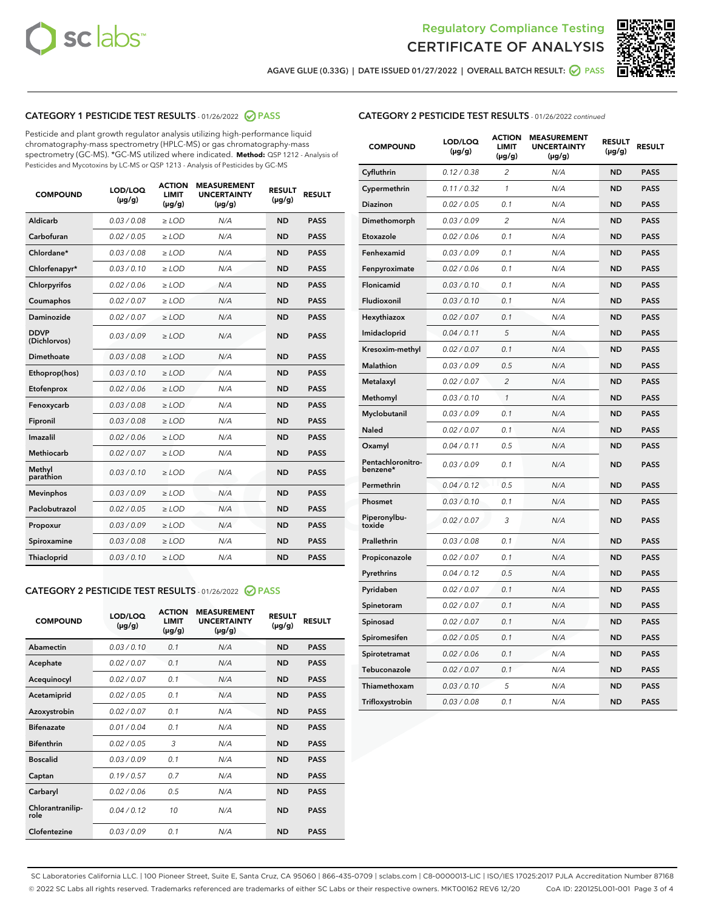Regulatory Compliance Testing
# CERTIFICATE OF ANALYSIS

AGAVE GLUE (0.33G) | DATE ISSUED 01/27/2022 | OVERALL BATCH RESULT: PASS

## CATEGORY 1 PESTICIDE TEST RESULTS - 01/26/2022 PASS

Pesticide and plant growth regulator analysis utilizing high-performance liquid chromatography-mass spectrometry (HPLC-MS) or gas chromatography-mass spectrometry (GC-MS). *GC-MS utilized where indicated. **Method:** QSP 1212 - Analysis of Pesticides and Mycotoxins by LC-MS or QSP 1213 - Analysis of Pesticides by GC-MS

| COMPOUND | LOD/LOQ (µg/g) | ACTION LIMIT (µg/g) | MEASUREMENT UNCERTAINTY (µg/g) | RESULT (µg/g) | RESULT |
|---|---|---|---|---|---|
| Aldicarb | 0.03 / 0.08 | ≥ LOD | N/A | ND | PASS |
| Carbofuran | 0.02 / 0.05 | ≥ LOD | N/A | ND | PASS |
| Chlordane* | 0.03 / 0.08 | ≥ LOD | N/A | ND | PASS |
| Chlorfenapyr* | 0.03 / 0.10 | ≥ LOD | N/A | ND | PASS |
| Chlorpyrifos | 0.02 / 0.06 | ≥ LOD | N/A | ND | PASS |
| Coumaphos | 0.02 / 0.07 | ≥ LOD | N/A | ND | PASS |
| Daminozide | 0.02 / 0.07 | ≥ LOD | N/A | ND | PASS |
| DDVP (Dichlorvos) | 0.03 / 0.09 | ≥ LOD | N/A | ND | PASS |
| Dimethoate | 0.03 / 0.08 | ≥ LOD | N/A | ND | PASS |
| Ethoprop(hos) | 0.03 / 0.10 | ≥ LOD | N/A | ND | PASS |
| Etofenprox | 0.02 / 0.06 | ≥ LOD | N/A | ND | PASS |
| Fenoxycarb | 0.03 / 0.08 | ≥ LOD | N/A | ND | PASS |
| Fipronil | 0.03 / 0.08 | ≥ LOD | N/A | ND | PASS |
| Imazalil | 0.02 / 0.06 | ≥ LOD | N/A | ND | PASS |
| Methiocarb | 0.02 / 0.07 | ≥ LOD | N/A | ND | PASS |
| Methyl parathion | 0.03 / 0.10 | ≥ LOD | N/A | ND | PASS |
| Mevinphos | 0.03 / 0.09 | ≥ LOD | N/A | ND | PASS |
| Paclobutrazol | 0.02 / 0.05 | ≥ LOD | N/A | ND | PASS |
| Propoxur | 0.03 / 0.09 | ≥ LOD | N/A | ND | PASS |
| Spiroxamine | 0.03 / 0.08 | ≥ LOD | N/A | ND | PASS |
| Thiacloprid | 0.03 / 0.10 | ≥ LOD | N/A | ND | PASS |

## CATEGORY 2 PESTICIDE TEST RESULTS - 01/26/2022 PASS

| COMPOUND | LOD/LOQ (µg/g) | ACTION LIMIT (µg/g) | MEASUREMENT UNCERTAINTY (µg/g) | RESULT (µg/g) | RESULT |
|---|---|---|---|---|---|
| Abamectin | 0.03 / 0.10 | 0.1 | N/A | ND | PASS |
| Acephate | 0.02 / 0.07 | 0.1 | N/A | ND | PASS |
| Acequinocyl | 0.02 / 0.07 | 0.1 | N/A | ND | PASS |
| Acetamiprid | 0.02 / 0.05 | 0.1 | N/A | ND | PASS |
| Azoxystrobin | 0.02 / 0.07 | 0.1 | N/A | ND | PASS |
| Bifenazate | 0.01 / 0.04 | 0.1 | N/A | ND | PASS |
| Bifenthrin | 0.02 / 0.05 | 3 | N/A | ND | PASS |
| Boscalid | 0.03 / 0.09 | 0.1 | N/A | ND | PASS |
| Captan | 0.19 / 0.57 | 0.7 | N/A | ND | PASS |
| Carbaryl | 0.02 / 0.06 | 0.5 | N/A | ND | PASS |
| Chlorantraniliprole | 0.04 / 0.12 | 10 | N/A | ND | PASS |
| Clofentezine | 0.03 / 0.09 | 0.1 | N/A | ND | PASS |
| Cyfluthrin | 0.12 / 0.38 | 2 | N/A | ND | PASS |
| Cypermethrin | 0.11 / 0.32 | 1 | N/A | ND | PASS |
| Diazinon | 0.02 / 0.05 | 0.1 | N/A | ND | PASS |
| Dimethomorph | 0.03 / 0.09 | 2 | N/A | ND | PASS |
| Etoxazole | 0.02 / 0.06 | 0.1 | N/A | ND | PASS |
| Fenhexamid | 0.03 / 0.09 | 0.1 | N/A | ND | PASS |
| Fenpyroximate | 0.02 / 0.06 | 0.1 | N/A | ND | PASS |
| Flonicamid | 0.03 / 0.10 | 0.1 | N/A | ND | PASS |
| Fludioxonil | 0.03 / 0.10 | 0.1 | N/A | ND | PASS |
| Hexythiazox | 0.02 / 0.07 | 0.1 | N/A | ND | PASS |
| Imidacloprid | 0.04 / 0.11 | 5 | N/A | ND | PASS |
| Kresoxim-methyl | 0.02 / 0.07 | 0.1 | N/A | ND | PASS |
| Malathion | 0.03 / 0.09 | 0.5 | N/A | ND | PASS |
| Metalaxyl | 0.02 / 0.07 | 2 | N/A | ND | PASS |
| Methomyl | 0.03 / 0.10 | 1 | N/A | ND | PASS |
| Myclobutanil | 0.03 / 0.09 | 0.1 | N/A | ND | PASS |
| Naled | 0.02 / 0.07 | 0.1 | N/A | ND | PASS |
| Oxamyl | 0.04 / 0.11 | 0.5 | N/A | ND | PASS |
| Pentachloronitrobenzene* | 0.03 / 0.09 | 0.1 | N/A | ND | PASS |
| Permethrin | 0.04 / 0.12 | 0.5 | N/A | ND | PASS |
| Phosmet | 0.03 / 0.10 | 0.1 | N/A | ND | PASS |
| Piperonylbutoxide | 0.02 / 0.07 | 3 | N/A | ND | PASS |
| Prallethrin | 0.03 / 0.08 | 0.1 | N/A | ND | PASS |
| Propiconazole | 0.02 / 0.07 | 0.1 | N/A | ND | PASS |
| Pyrethrins | 0.04 / 0.12 | 0.5 | N/A | ND | PASS |
| Pyridaben | 0.02 / 0.07 | 0.1 | N/A | ND | PASS |
| Spinetoram | 0.02 / 0.07 | 0.1 | N/A | ND | PASS |
| Spinosad | 0.02 / 0.07 | 0.1 | N/A | ND | PASS |
| Spiromesifen | 0.02 / 0.05 | 0.1 | N/A | ND | PASS |
| Spirotetramat | 0.02 / 0.06 | 0.1 | N/A | ND | PASS |
| Tebuconazole | 0.02 / 0.07 | 0.1 | N/A | ND | PASS |
| Thiamethoxam | 0.03 / 0.10 | 5 | N/A | ND | PASS |
| Trifloxystrobin | 0.03 / 0.08 | 0.1 | N/A | ND | PASS |

SC Laboratories California LLC. | 100 Pioneer Street, Suite E, Santa Cruz, CA 95060 | 866-435-0709 | sclabs.com | C8-0000013-LIC | ISO/IES 17025:2017 PJLA Accreditation Number 87168
© 2022 SC Labs all rights reserved. Trademarks referenced are trademarks of either SC Labs or their respective owners. MKT00162 REV6 12/20 CoA ID: 220125L001-001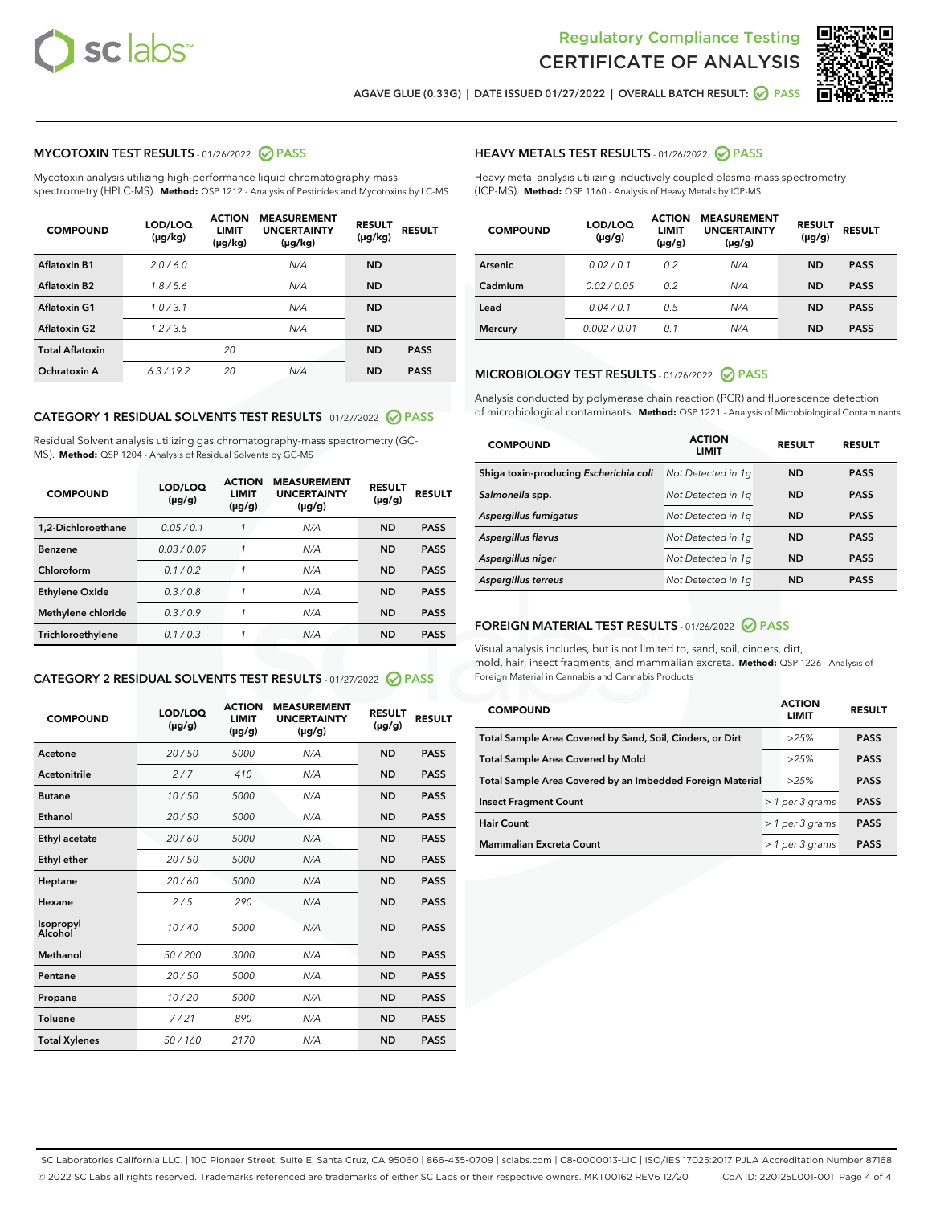Regulatory Compliance Testing
# CERTIFICATE OF ANALYSIS

AGAVE GLUE (0.33G) | DATE ISSUED 01/27/2022 | OVERALL BATCH RESULT: PASS

## MYCOTOXIN TEST RESULTS - 01/26/2022 PASS

Mycotoxin analysis utilizing high-performance liquid chromatography-mass spectrometry (HPLC-MS). **Method:** QSP 1212 - Analysis of Pesticides and Mycotoxins by LC-MS

| COMPOUND | LOD/LOQ (µg/kg) | ACTION LIMIT (µg/kg) | MEASUREMENT UNCERTAINTY (µg/kg) | RESULT (µg/kg) | RESULT |
|---|---|---|---|---|---|
| Aflatoxin B1 | 2.0 / 6.0 | | N/A | ND | |
| Aflatoxin B2 | 1.8 / 5.6 | | N/A | ND | |
| Aflatoxin G1 | 1.0 / 3.1 | | N/A | ND | |
| Aflatoxin G2 | 1.2 / 3.5 | | N/A | ND | |
| Total Aflatoxin | | 20 | | ND | PASS |
| Ochratoxin A | 6.3 / 19.2 | 20 | N/A | ND | PASS |

## CATEGORY 1 RESIDUAL SOLVENTS TEST RESULTS - 01/27/2022 PASS

Residual Solvent analysis utilizing gas chromatography-mass spectrometry (GC-MS). **Method:** QSP 1204 - Analysis of Residual Solvents by GC-MS

| COMPOUND | LOD/LOQ (µg/g) | ACTION LIMIT (µg/g) | MEASUREMENT UNCERTAINTY (µg/g) | RESULT (µg/g) | RESULT |
|---|---|---|---|---|---|
| 1,2-Dichloroethane | 0.05 / 0.1 | 1 | N/A | ND | PASS |
| Benzene | 0.03 / 0.09 | 1 | N/A | ND | PASS |
| Chloroform | 0.1 / 0.2 | 1 | N/A | ND | PASS |
| Ethylene Oxide | 0.3 / 0.8 | 1 | N/A | ND | PASS |
| Methylene chloride | 0.3 / 0.9 | 1 | N/A | ND | PASS |
| Trichloroethylene | 0.1 / 0.3 | 1 | N/A | ND | PASS |

## CATEGORY 2 RESIDUAL SOLVENTS TEST RESULTS - 01/27/2022 PASS

| COMPOUND | LOD/LOQ (µg/g) | ACTION LIMIT (µg/g) | MEASUREMENT UNCERTAINTY (µg/g) | RESULT (µg/g) | RESULT |
|---|---|---|---|---|---|
| Acetone | 20 / 50 | 5000 | N/A | ND | PASS |
| Acetonitrile | 2 / 7 | 410 | N/A | ND | PASS |
| Butane | 10 / 50 | 5000 | N/A | ND | PASS |
| Ethanol | 20 / 50 | 5000 | N/A | ND | PASS |
| Ethyl acetate | 20 / 60 | 5000 | N/A | ND | PASS |
| Ethyl ether | 20 / 50 | 5000 | N/A | ND | PASS |
| Heptane | 20 / 60 | 5000 | N/A | ND | PASS |
| Hexane | 2 / 5 | 290 | N/A | ND | PASS |
| Isopropyl Alcohol | 10 / 40 | 5000 | N/A | ND | PASS |
| Methanol | 50 / 200 | 3000 | N/A | ND | PASS |
| Pentane | 20 / 50 | 5000 | N/A | ND | PASS |
| Propane | 10 / 20 | 5000 | N/A | ND | PASS |
| Toluene | 7 / 21 | 890 | N/A | ND | PASS |
| Total Xylenes | 50 / 160 | 2170 | N/A | ND | PASS |

## HEAVY METALS TEST RESULTS - 01/26/2022 PASS

Heavy metal analysis utilizing inductively coupled plasma-mass spectrometry (ICP-MS). **Method:** QSP 1160 - Analysis of Heavy Metals by ICP-MS

| COMPOUND | LOD/LOQ (µg/g) | ACTION LIMIT (µg/g) | MEASUREMENT UNCERTAINTY (µg/g) | RESULT (µg/g) | RESULT |
|---|---|---|---|---|---|
| Arsenic | 0.02 / 0.1 | 0.2 | N/A | ND | PASS |
| Cadmium | 0.02 / 0.05 | 0.2 | N/A | ND | PASS |
| Lead | 0.04 / 0.1 | 0.5 | N/A | ND | PASS |
| Mercury | 0.002 / 0.01 | 0.1 | N/A | ND | PASS |

## MICROBIOLOGY TEST RESULTS - 01/26/2022 PASS

Analysis conducted by polymerase chain reaction (PCR) and fluorescence detection of microbiological contaminants. **Method:** QSP 1221 - Analysis of Microbiological Contaminants

| COMPOUND | ACTION LIMIT | RESULT | RESULT |
|---|---|---|---|
| Shiga toxin-producing *Escherichia coli* | Not Detected in 1g | ND | PASS |
| *Salmonella* spp. | Not Detected in 1g | ND | PASS |
| *Aspergillus fumigatus* | Not Detected in 1g | ND | PASS |
| *Aspergillus flavus* | Not Detected in 1g | ND | PASS |
| *Aspergillus niger* | Not Detected in 1g | ND | PASS |
| *Aspergillus terreus* | Not Detected in 1g | ND | PASS |

## FOREIGN MATERIAL TEST RESULTS - 01/26/2022 PASS

Visual analysis includes, but is not limited to, sand, soil, cinders, dirt, mold, hair, insect fragments, and mammalian excreta. **Method:** QSP 1226 - Analysis of Foreign Material in Cannabis and Cannabis Products

| COMPOUND | ACTION LIMIT | RESULT |
|---|---|---|
| Total Sample Area Covered by Sand, Soil, Cinders, or Dirt | >25% | PASS |
| Total Sample Area Covered by Mold | >25% | PASS |
| Total Sample Area Covered by an Imbedded Foreign Material | >25% | PASS |
| Insect Fragment Count | > 1 per 3 grams | PASS |
| Hair Count | > 1 per 3 grams | PASS |
| Mammalian Excreta Count | > 1 per 3 grams | PASS |

SC Laboratories California LLC. | 100 Pioneer Street, Suite E, Santa Cruz, CA 95060 | 866-435-0709 | sclabs.com | C8-0000013-LIC | ISO/IES 17025:2017 PJLA Accreditation Number 87168
© 2022 SC Labs all rights reserved. Trademarks referenced are trademarks of either SC Labs or their respective owners. MKT00162 REV6 12/20 CoA ID: 220125L001-001